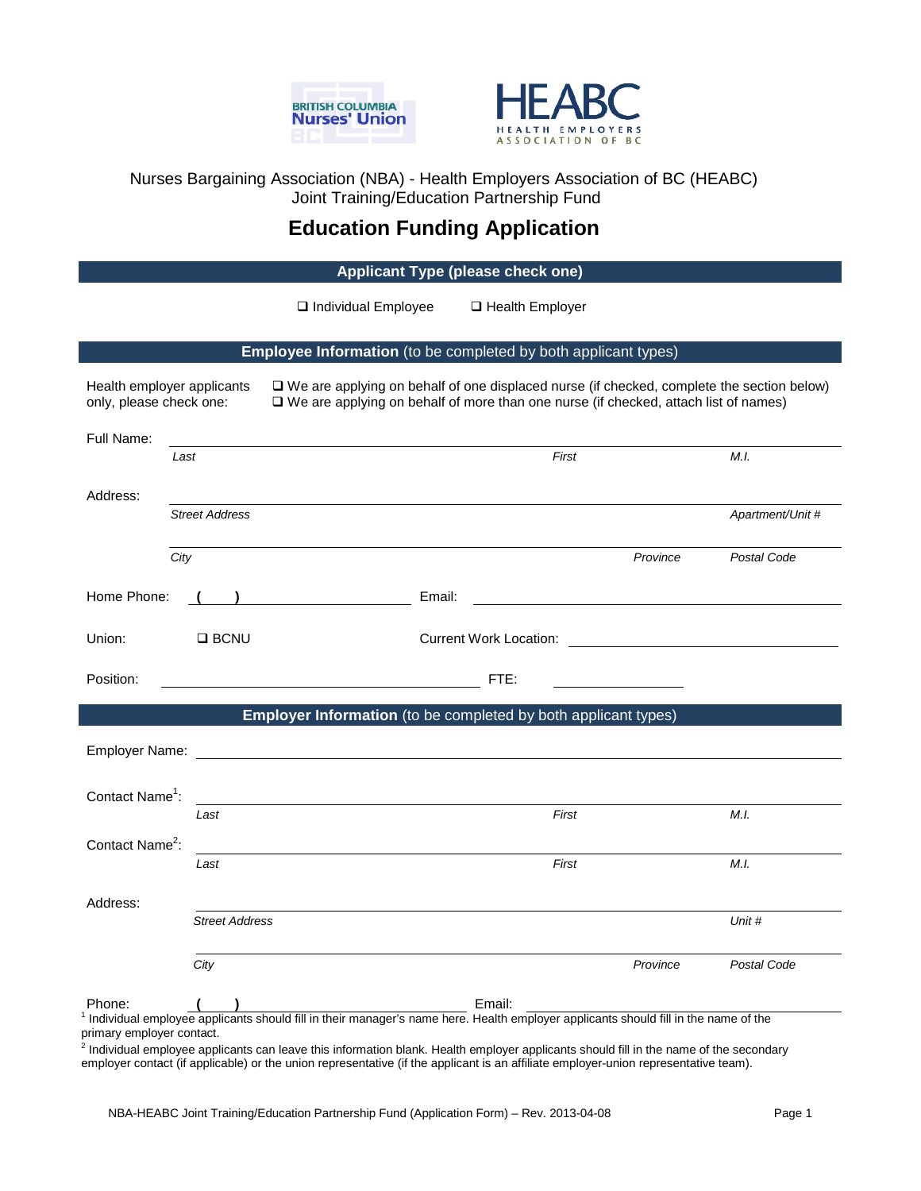Nurses Bargaining Association (NBA) - Health Employers Association of BC (HEABC)
Joint Training/Education Partnership Fund

# Education Funding Application

## Applicant Type (please check one)

❑ Individual Employee ❑ Health Employer

## Employee Information (to be completed by both applicant types)

Health employer applicants only, please check one:
❑ We are applying on behalf of one displaced nurse (if checked, complete the section below)
❑ We are applying on behalf of more than one nurse (if checked, attach list of names)

Full Name: ______________________________________________
*Last* *First* *M.I.*

Address: ______________________________________________
*Street Address* *Apartment/Unit #*

______________________________________________
*City* *Province* *Postal Code*

Home Phone: ( ) ____________________ Email: ____________________

Union: ❑ BCNU Current Work Location: ____________________

Position: ____________________ FTE: __________

## Employer Information (to be completed by both applicant types)

Employer Name: ______________________________________________

Contact Name[1]: ______________________________________________
*Last* *First* *M.I.*

Contact Name[2]: ______________________________________________
*Last* *First* *M.I.*

Address: ______________________________________________
*Street Address* *Unit #*

______________________________________________
*City* *Province* *Postal Code*

Phone: ( ) ____________________ Email: ____________________

[1] Individual employee applicants should fill in their manager's name here. Health employer applicants should fill in the name of the primary employer contact.

[2] Individual employee applicants can leave this information blank. Health employer applicants should fill in the name of the secondary employer contact (if applicable) or the union representative (if the applicant is an affiliate employer-union representative team).

NBA-HEABC Joint Training/Education Partnership Fund (Application Form) – Rev. 2013-04-08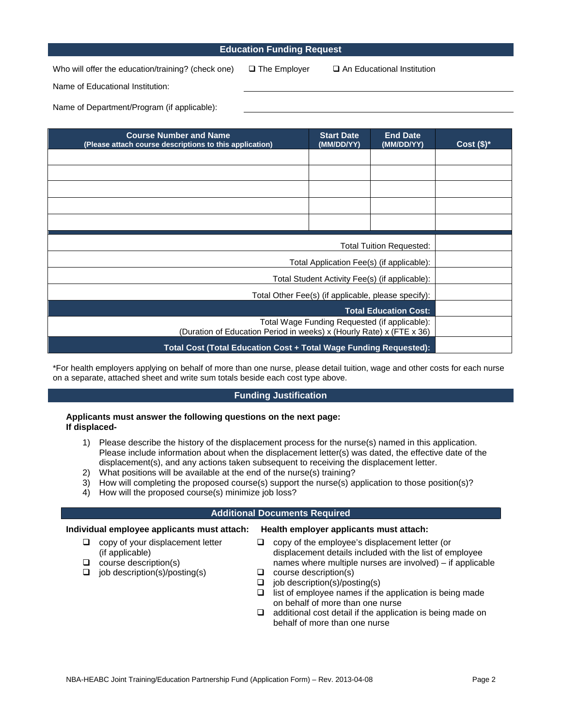## Education Funding Request

Who will offer the education/training? (check one) ❑ The Employer ❑ An Educational Institution

Name of Educational Institution: ______________________

Name of Department/Program (if applicable): ______________________

| Course Number and Name (Please attach course descriptions to this application) | Start Date (MM/DD/YY) | End Date (MM/DD/YY) | Cost ($)* |
|---|---|---|---|
| | | | |
| | | | |
| | | | |
| | | | |
| | | | |
| | | Total Tuition Requested: | |
| | | Total Application Fee(s) (if applicable): | |
| | | Total Student Activity Fee(s) (if applicable): | |
| | | Total Other Fee(s) (if applicable, please specify): | |
| | | **Total Education Cost:** | |
| | | Total Wage Funding Requested (if applicable): (Duration of Education Period in weeks) x (Hourly Rate) x (FTE x 36) | |
| | | **Total Cost (Total Education Cost + Total Wage Funding Requested):** | |

*For health employers applying on behalf of more than one nurse, please detail tuition, wage and other costs for each nurse on a separate, attached sheet and write sum totals beside each cost type above.

## Funding Justification

**Applicants must answer the following questions on the next page:**
**If displaced-**

1) Please describe the history of the displacement process for the nurse(s) named in this application. Please include information about when the displacement letter(s) was dated, the effective date of the displacement(s), and any actions taken subsequent to receiving the displacement letter.
2) What positions will be available at the end of the nurse(s) training?
3) How will completing the proposed course(s) support the nurse(s) application to those position(s)?
4) How will the proposed course(s) minimize job loss?

## Additional Documents Required

**Individual employee applicants must attach:**

- ❑ copy of your displacement letter (if applicable)
- ❑ course description(s)
- ❑ job description(s)/posting(s)

**Health employer applicants must attach:**

- ❑ copy of the employee's displacement letter (or displacement details included with the list of employee names where multiple nurses are involved) – if applicable
- ❑ course description(s)
- ❑ job description(s)/posting(s)
- ❑ list of employee names if the application is being made on behalf of more than one nurse
- ❑ additional cost detail if the application is being made on behalf of more than one nurse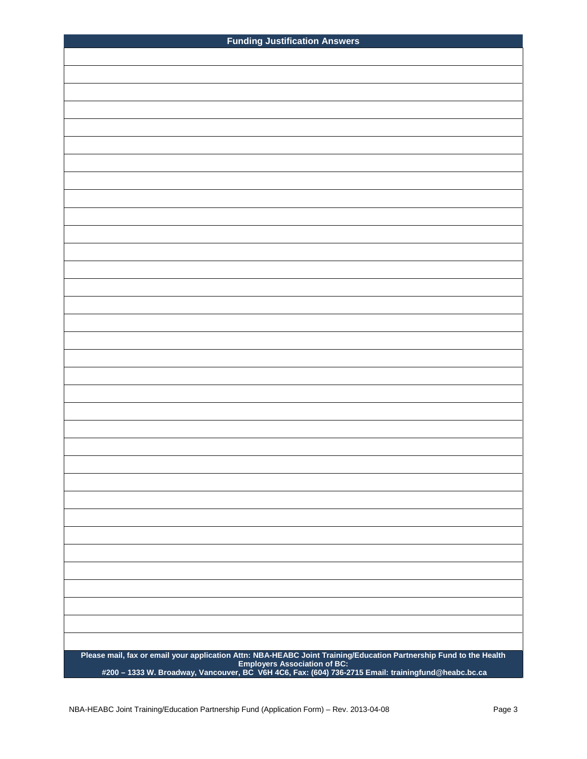## Funding Justification Answers

**Please mail, fax or email your application Attn: NBA-HEABC Joint Training/Education Partnership Fund to the Health Employers Association of BC:**
**#200 – 1333 W. Broadway, Vancouver, BC V6H 4C6, Fax: (604) 736-2715 Email: trainingfund@heabc.bc.ca**